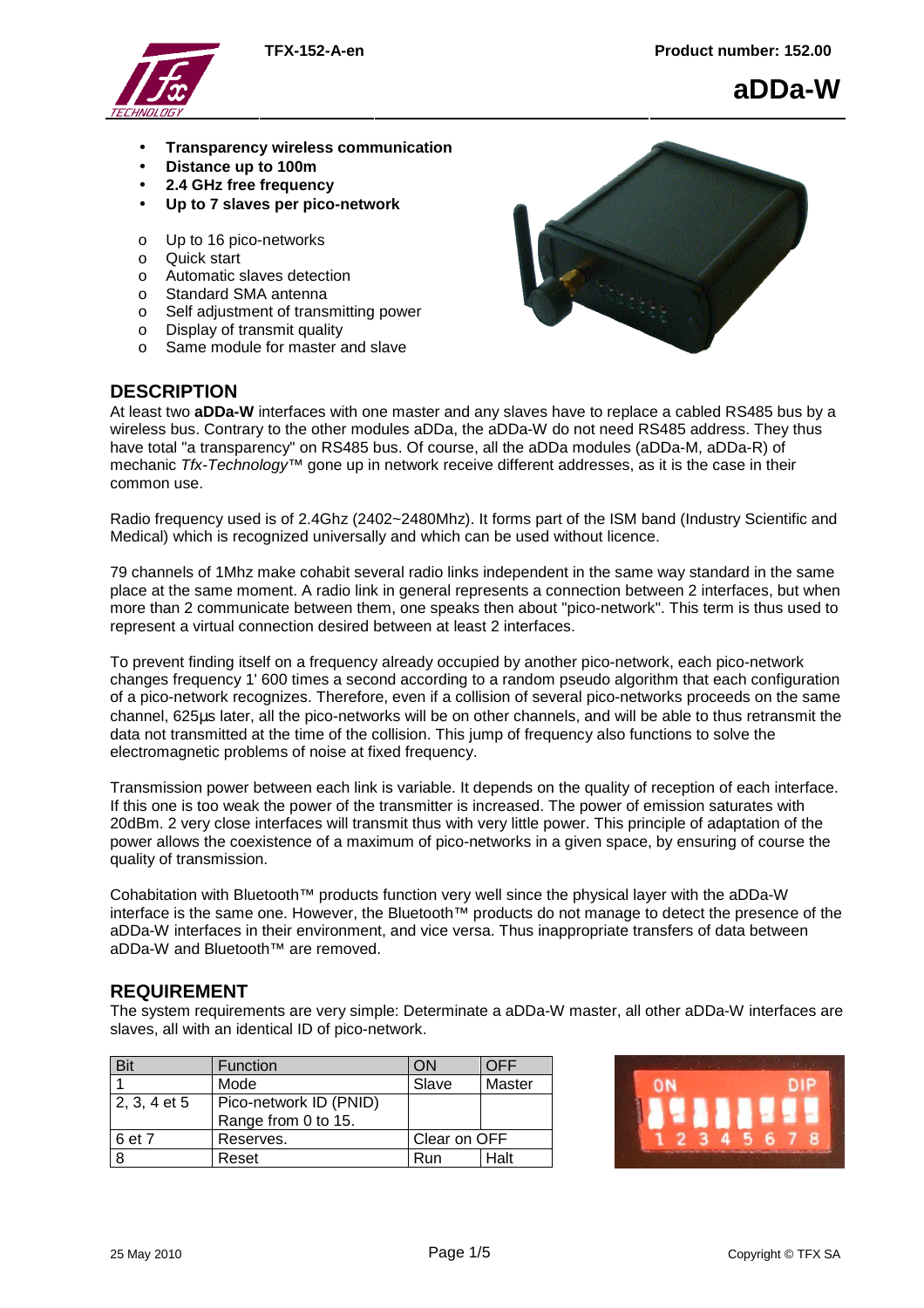# aDDa-W

- **Transparency wireless communication**
- **Distance up to 100m**
- **2.4 GHz free frequency**
- **Up to 7 slaves per pico-network**

  - Up to 16 pico-networks
  - Quick start
  - Automatic slaves detection
  - Standard SMA antenna
  - Self adjustment of transmitting power
  - Display of transmit quality
  - Same module for master and slave

## DESCRIPTION

At least two **aDDa-W** interfaces with one master and any slaves have to replace a cabled RS485 bus by a wireless bus. Contrary to the other modules aDDa, the aDDa-W do not need RS485 address. They thus have total "a transparency" on RS485 bus. Of course, all the aDDa modules (aDDa-M, aDDa-R) of mechanic *Tfx-Technology*™ gone up in network receive different addresses, as it is the case in their common use.

Radio frequency used is of 2.4Ghz (2402~2480Mhz). It forms part of the ISM band (Industry Scientific and Medical) which is recognized universally and which can be used without licence.

79 channels of 1Mhz make cohabit several radio links independent in the same way standard in the same place at the same moment. A radio link in general represents a connection between 2 interfaces, but when more than 2 communicate between them, one speaks then about "pico-network". This term is thus used to represent a virtual connection desired between at least 2 interfaces.

To prevent finding itself on a frequency already occupied by another pico-network, each pico-network changes frequency 1' 600 times a second according to a random pseudo algorithm that each configuration of a pico-network recognizes. Therefore, even if a collision of several pico-networks proceeds on the same channel, 625µs later, all the pico-networks will be on other channels, and will be able to thus retransmit the data not transmitted at the time of the collision. This jump of frequency also functions to solve the electromagnetic problems of noise at fixed frequency.

Transmission power between each link is variable. It depends on the quality of reception of each interface. If this one is too weak the power of the transmitter is increased. The power of emission saturates with 20dBm. 2 very close interfaces will transmit thus with very little power. This principle of adaptation of the power allows the coexistence of a maximum of pico-networks in a given space, by ensuring of course the quality of transmission.

Cohabitation with Bluetooth™ products function very well since the physical layer with the aDDa-W interface is the same one. However, the Bluetooth™ products do not manage to detect the presence of the aDDa-W interfaces in their environment, and vice versa. Thus inappropriate transfers of data between aDDa-W and Bluetooth™ are removed.

## REQUIREMENT

The system requirements are very simple: Determinate a aDDa-W master, all other aDDa-W interfaces are slaves, all with an identical ID of pico-network.

| Bit | Function | ON | OFF |
|---|---|---|---|
| 1 | Mode | Slave | Master |
| 2, 3, 4 et 5 | Pico-network ID (PNID) Range from 0 to 15. | | |
| 6 et 7 | Reserves. | Clear on OFF | |
| 8 | Reset | Run | Halt |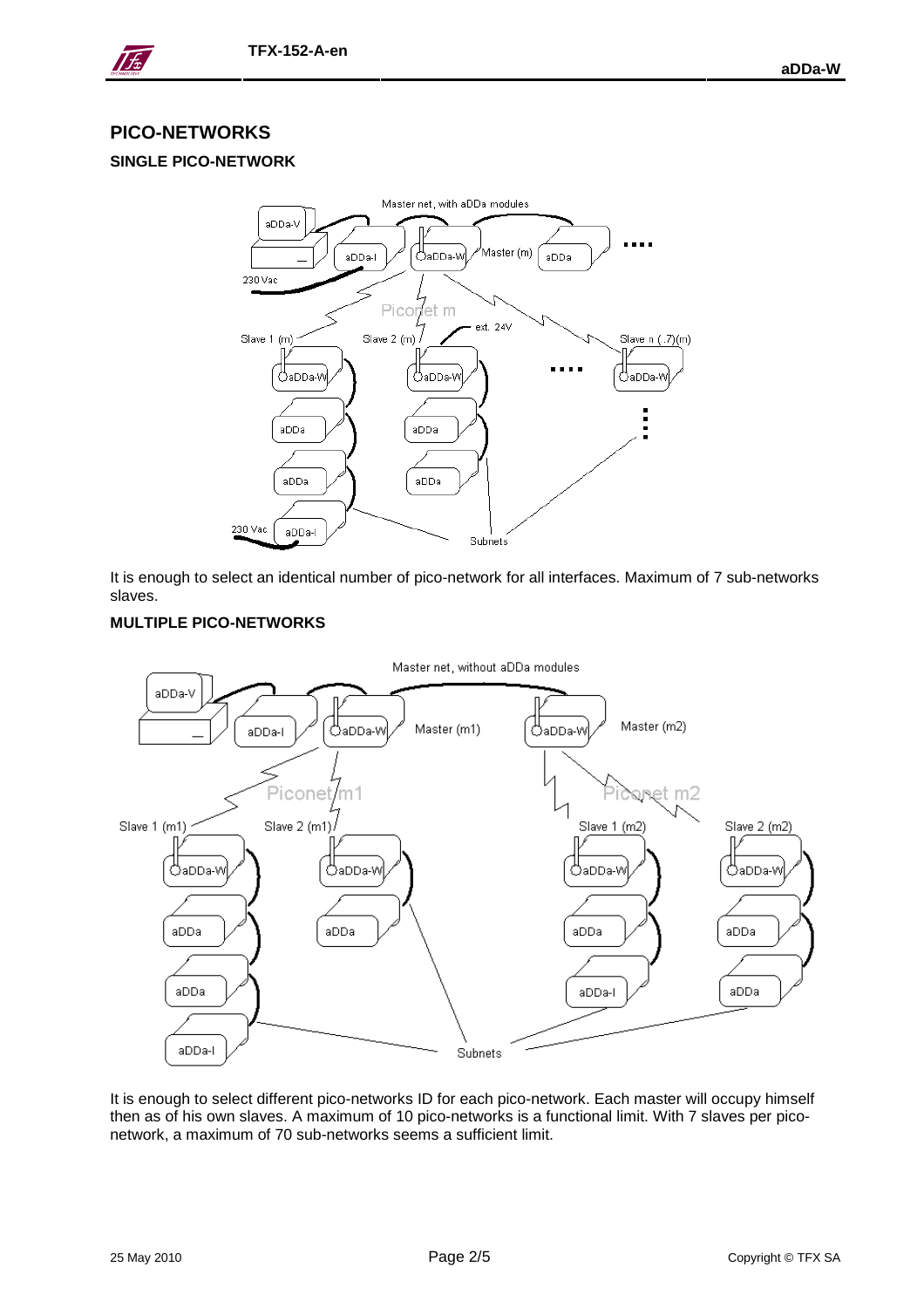## PICO-NETWORKS

### SINGLE PICO-NETWORK

It is enough to select an identical number of pico-network for all interfaces. Maximum of 7 sub-networks slaves.

### MULTIPLE PICO-NETWORKS

It is enough to select different pico-networks ID for each pico-network. Each master will occupy himself then as of his own slaves. A maximum of 10 pico-networks is a functional limit. With 7 slaves per pico-network, a maximum of 70 sub-networks seems a sufficient limit.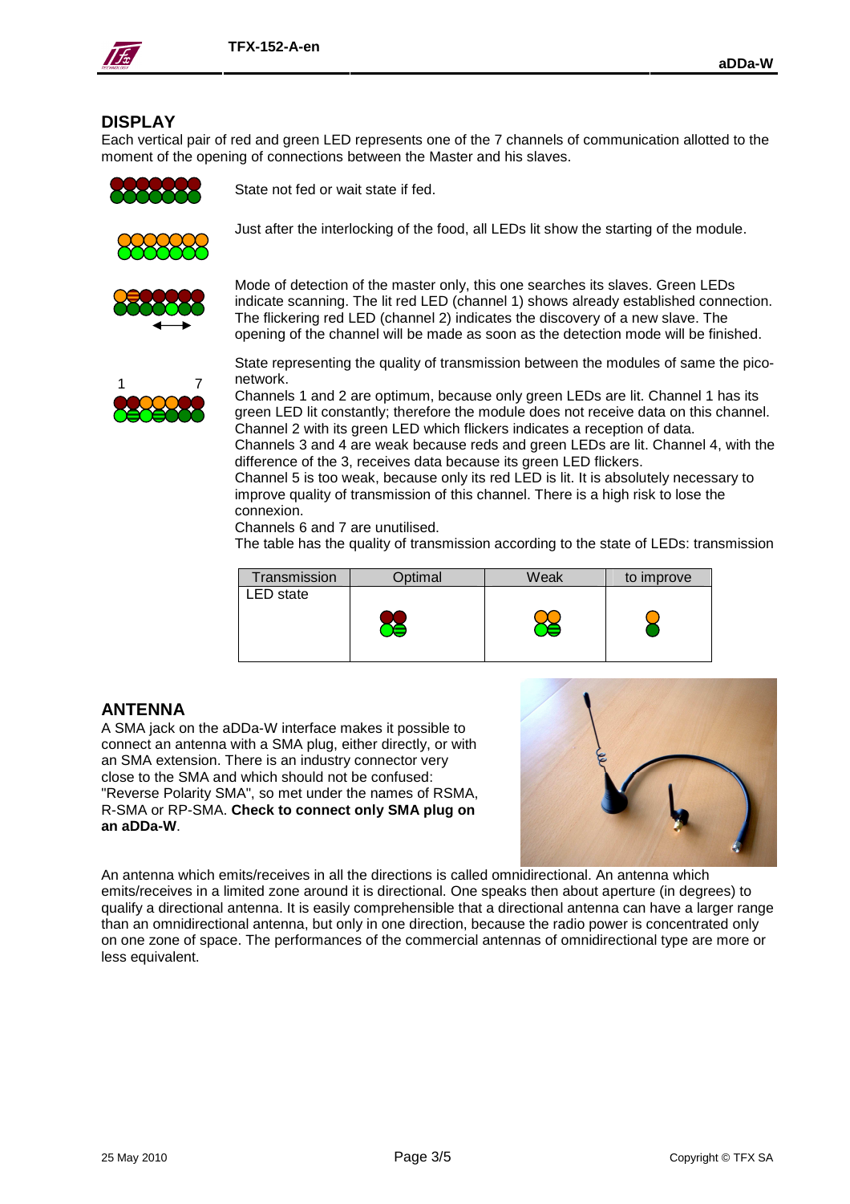## DISPLAY

Each vertical pair of red and green LED represents one of the 7 channels of communication allotted to the moment of the opening of connections between the Master and his slaves.

State not fed or wait state if fed.

Just after the interlocking of the food, all LEDs lit show the starting of the module.

Mode of detection of the master only, this one searches its slaves. Green LEDs indicate scanning. The lit red LED (channel 1) shows already established connection. The flickering red LED (channel 2) indicates the discovery of a new slave. The opening of the channel will be made as soon as the detection mode will be finished.

State representing the quality of transmission between the modules of same the pico-network.

Channels 1 and 2 are optimum, because only green LEDs are lit. Channel 1 has its green LED lit constantly; therefore the module does not receive data on this channel. Channel 2 with its green LED which flickers indicates a reception of data.

Channels 3 and 4 are weak because reds and green LEDs are lit. Channel 4, with the difference of the 3, receives data because its green LED flickers.

Channel 5 is too weak, because only its red LED is lit. It is absolutely necessary to improve quality of transmission of this channel. There is a high risk to lose the connexion.

Channels 6 and 7 are unutilised.

The table has the quality of transmission according to the state of LEDs: transmission

| Transmission | Optimal | Weak | to improve |
|---|---|---|---|
| LED state | | | |

## ANTENNA

A SMA jack on the aDDa-W interface makes it possible to connect an antenna with a SMA plug, either directly, or with an SMA extension. There is an industry connector very close to the SMA and which should not be confused: "Reverse Polarity SMA", so met under the names of RSMA, R-SMA or RP-SMA. **Check to connect only SMA plug on an aDDa-W**.

An antenna which emits/receives in all the directions is called omnidirectional. An antenna which emits/receives in a limited zone around it is directional. One speaks then about aperture (in degrees) to qualify a directional antenna. It is easily comprehensible that a directional antenna can have a larger range than an omnidirectional antenna, but only in one direction, because the radio power is concentrated only on one zone of space. The performances of the commercial antennas of omnidirectional type are more or less equivalent.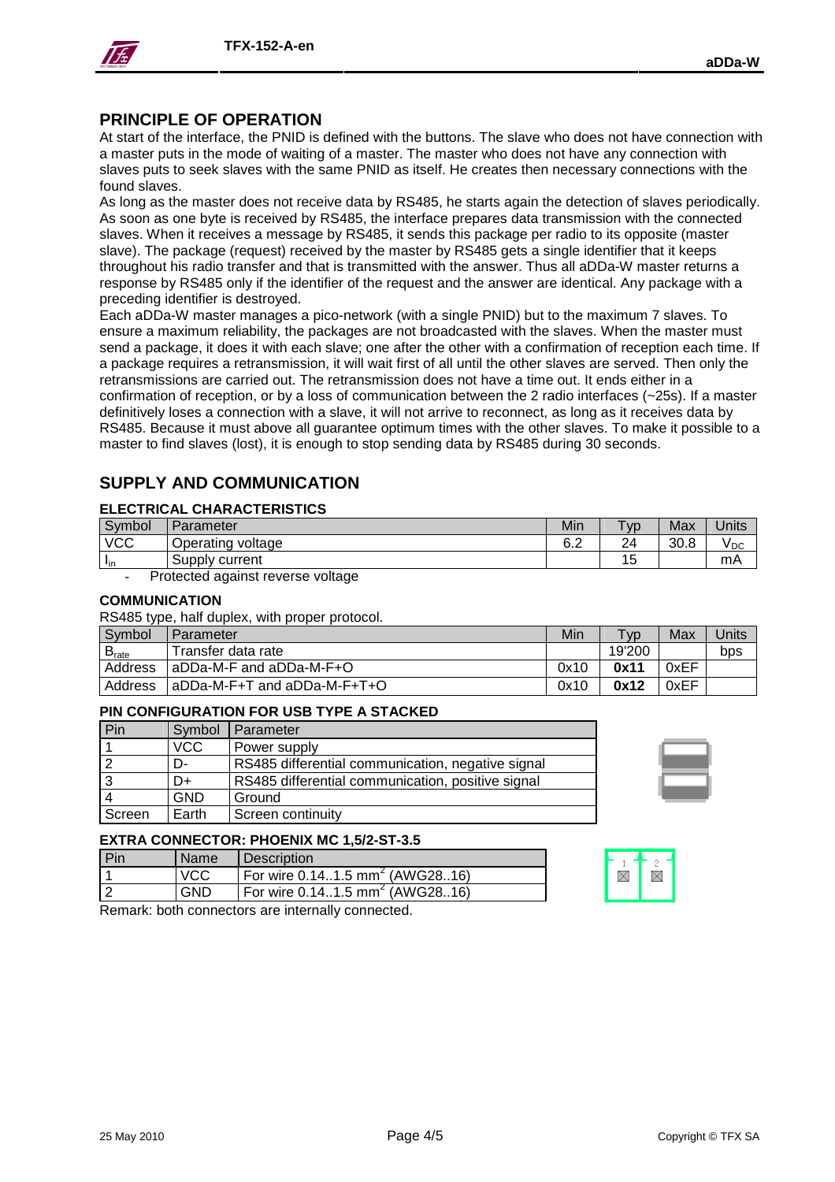## PRINCIPLE OF OPERATION

At start of the interface, the PNID is defined with the buttons. The slave who does not have connection with a master puts in the mode of waiting of a master. The master who does not have any connection with slaves puts to seek slaves with the same PNID as itself. He creates then necessary connections with the found slaves.

As long as the master does not receive data by RS485, he starts again the detection of slaves periodically. As soon as one byte is received by RS485, the interface prepares data transmission with the connected slaves. When it receives a message by RS485, it sends this package per radio to its opposite (master slave). The package (request) received by the master by RS485 gets a single identifier that it keeps throughout his radio transfer and that is transmitted with the answer. Thus all aDDa-W master returns a response by RS485 only if the identifier of the request and the answer are identical. Any package with a preceding identifier is destroyed.

Each aDDa-W master manages a pico-network (with a single PNID) but to the maximum 7 slaves. To ensure a maximum reliability, the packages are not broadcasted with the slaves. When the master must send a package, it does it with each slave; one after the other with a confirmation of reception each time. If a package requires a retransmission, it will wait first of all until the other slaves are served. Then only the retransmissions are carried out. The retransmission does not have a time out. It ends either in a confirmation of reception, or by a loss of communication between the 2 radio interfaces (~25s). If a master definitively loses a connection with a slave, it will not arrive to reconnect, as long as it receives data by RS485. Because it must above all guarantee optimum times with the other slaves. To make it possible to a master to find slaves (lost), it is enough to stop sending data by RS485 during 30 seconds.

## SUPPLY AND COMMUNICATION

### ELECTRICAL CHARACTERISTICS

| Symbol | Parameter | Min | Typ | Max | Units |
|---|---|---|---|---|---|
| VCC | Operating voltage | 6.2 | 24 | 30.8 | $V_{DC}$ |
| $I_{in}$ | Supply current | | 15 | | mA |

- Protected against reverse voltage

### COMMUNICATION

RS485 type, half duplex, with proper protocol.

| Symbol | Parameter | Min | Typ | Max | Units |
|---|---|---|---|---|---|
| $B_{rate}$ | Transfer data rate | | 19'200 | | bps |
| Address | aDDa-M-F and aDDa-M-F+O | 0x10 | **0x11** | 0xEF | |
| Address | aDDa-M-F+T and aDDa-M-F+T+O | 0x10 | **0x12** | 0xEF | |

### PIN CONFIGURATION FOR USB TYPE A STACKED

| Pin | Symbol | Parameter |
|---|---|---|
| 1 | VCC | Power supply |
| 2 | D- | RS485 differential communication, negative signal |
| 3 | D+ | RS485 differential communication, positive signal |
| 4 | GND | Ground |
| Screen | Earth | Screen continuity |

### EXTRA CONNECTOR: PHOENIX MC 1,5/2-ST-3.5

| Pin | Name | Description |
|---|---|---|
| 1 | VCC | For wire 0.14..1.5 $mm^2$ (AWG28..16) |
| 2 | GND | For wire 0.14..1.5 $mm^2$ (AWG28..16) |

Remark: both connectors are internally connected.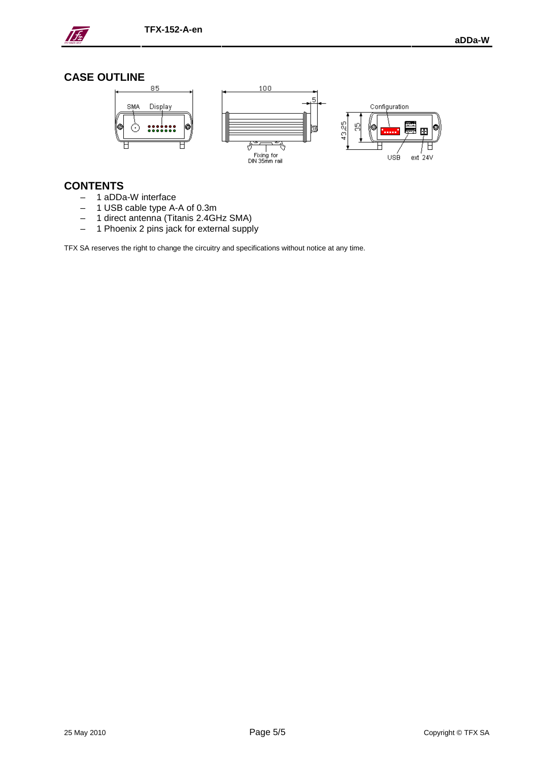## CASE OUTLINE

85

SMA Display

100

5

Fixing for
DIN 35mm rail

43.25 35

Configuration

USB ext 24V

## CONTENTS

- 1 aDDa-W interface
- 1 USB cable type A-A of 0.3m
- 1 direct antenna (Titanis 2.4GHz SMA)
- 1 Phoenix 2 pins jack for external supply

TFX SA reserves the right to change the circuitry and specifications without notice at any time.